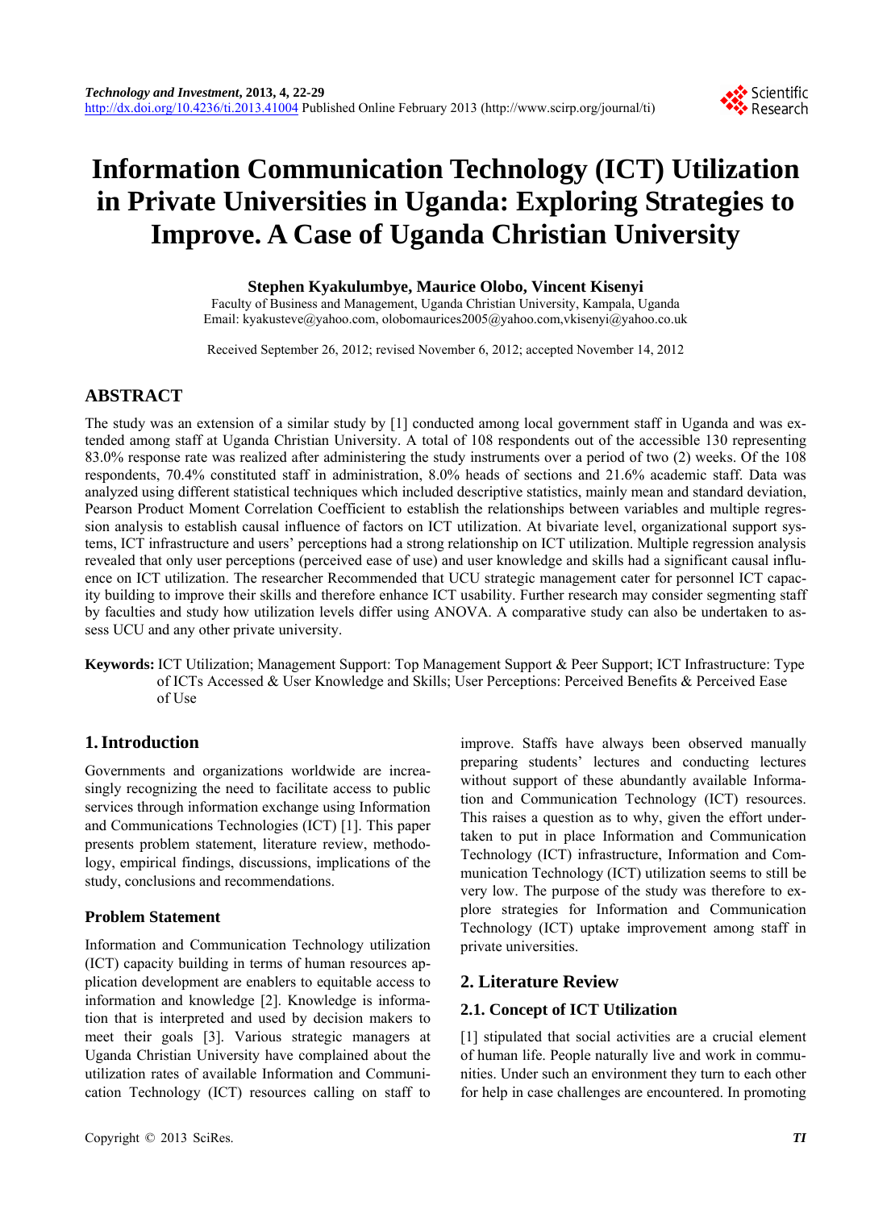# Information Communication Technology (ICT) Utilization in Private Universities in Uganda: Exploring Strategies to Improve. A Case of Uganda Christian University

**Stephen Kyakulumbye, Maurice Olobo, Vincent Kisenyi**

Faculty of Business and Management, Uganda Christian University, Kampala, Uganda
Email: kyakusteve@yahoo.com, olobomaurices2005@yahoo.com,vkisenyi@yahoo.co.uk

Received September 26, 2012; revised November 6, 2012; accepted November 14, 2012

## ABSTRACT

The study was an extension of a similar study by [1] conducted among local government staff in Uganda and was extended among staff at Uganda Christian University. A total of 108 respondents out of the accessible 130 representing 83.0% response rate was realized after administering the study instruments over a period of two (2) weeks. Of the 108 respondents, 70.4% constituted staff in administration, 8.0% heads of sections and 21.6% academic staff. Data was analyzed using different statistical techniques which included descriptive statistics, mainly mean and standard deviation, Pearson Product Moment Correlation Coefficient to establish the relationships between variables and multiple regression analysis to establish causal influence of factors on ICT utilization. At bivariate level, organizational support systems, ICT infrastructure and users' perceptions had a strong relationship on ICT utilization. Multiple regression analysis revealed that only user perceptions (perceived ease of use) and user knowledge and skills had a significant causal influence on ICT utilization. The researcher Recommended that UCU strategic management cater for personnel ICT capacity building to improve their skills and therefore enhance ICT usability. Further research may consider segmenting staff by faculties and study how utilization levels differ using ANOVA. A comparative study can also be undertaken to assess UCU and any other private university.

**Keywords:** ICT Utilization; Management Support: Top Management Support & Peer Support; ICT Infrastructure: Type of ICTs Accessed & User Knowledge and Skills; User Perceptions: Perceived Benefits & Perceived Ease of Use

## 1. Introduction

Governments and organizations worldwide are increasingly recognizing the need to facilitate access to public services through information exchange using Information and Communications Technologies (ICT) [1]. This paper presents problem statement, literature review, methodology, empirical findings, discussions, implications of the study, conclusions and recommendations.

### Problem Statement

Information and Communication Technology utilization (ICT) capacity building in terms of human resources application development are enablers to equitable access to information and knowledge [2]. Knowledge is information that is interpreted and used by decision makers to meet their goals [3]. Various strategic managers at Uganda Christian University have complained about the utilization rates of available Information and Communication Technology (ICT) resources calling on staff to improve. Staffs have always been observed manually preparing students' lectures and conducting lectures without support of these abundantly available Information and Communication Technology (ICT) resources. This raises a question as to why, given the effort undertaken to put in place Information and Communication Technology (ICT) infrastructure, Information and Communication Technology (ICT) utilization seems to still be very low. The purpose of the study was therefore to explore strategies for Information and Communication Technology (ICT) uptake improvement among staff in private universities.

## 2. Literature Review

### 2.1. Concept of ICT Utilization

[1] stipulated that social activities are a crucial element of human life. People naturally live and work in communities. Under such an environment they turn to each other for help in case challenges are encountered. In promoting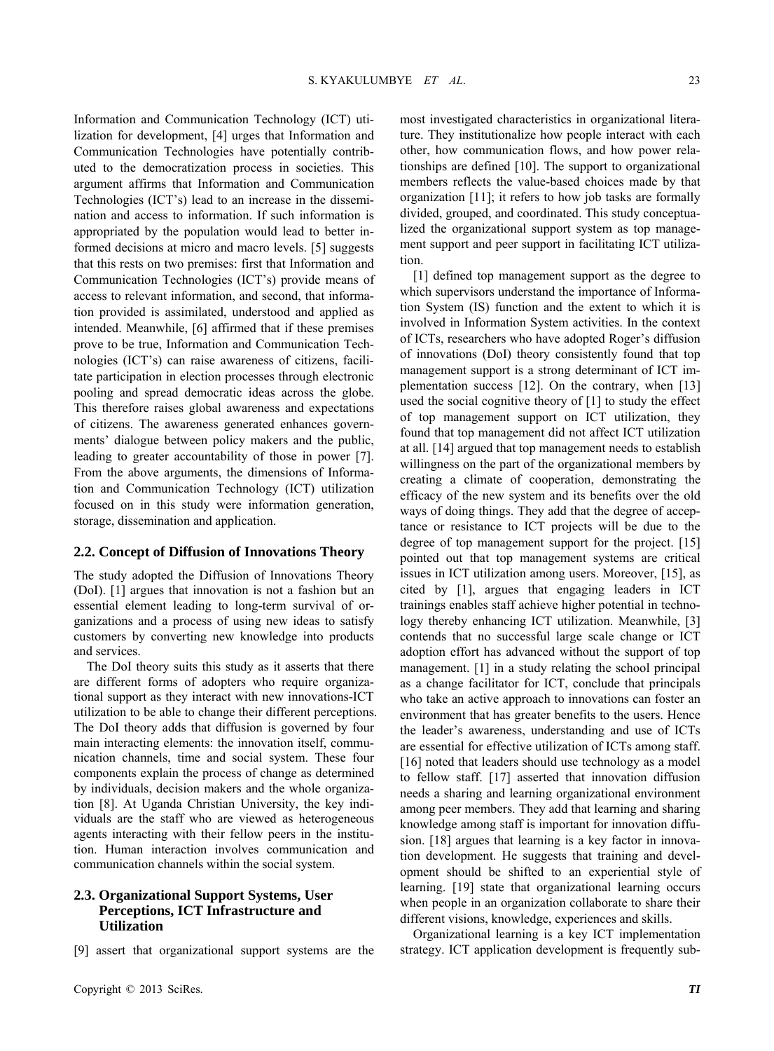Information and Communication Technology (ICT) utilization for development, [4] urges that Information and Communication Technologies have potentially contributed to the democratization process in societies. This argument affirms that Information and Communication Technologies (ICT's) lead to an increase in the dissemination and access to information. If such information is appropriated by the population would lead to better informed decisions at micro and macro levels. [5] suggests that this rests on two premises: first that Information and Communication Technologies (ICT's) provide means of access to relevant information, and second, that information provided is assimilated, understood and applied as intended. Meanwhile, [6] affirmed that if these premises prove to be true, Information and Communication Technologies (ICT's) can raise awareness of citizens, facilitate participation in election processes through electronic pooling and spread democratic ideas across the globe. This therefore raises global awareness and expectations of citizens. The awareness generated enhances governments' dialogue between policy makers and the public, leading to greater accountability of those in power [7]. From the above arguments, the dimensions of Information and Communication Technology (ICT) utilization focused on in this study were information generation, storage, dissemination and application.

## 2.2. Concept of Diffusion of Innovations Theory

The study adopted the Diffusion of Innovations Theory (DoI). [1] argues that innovation is not a fashion but an essential element leading to long-term survival of organizations and a process of using new ideas to satisfy customers by converting new knowledge into products and services.

The DoI theory suits this study as it asserts that there are different forms of adopters who require organizational support as they interact with new innovations-ICT utilization to be able to change their different perceptions. The DoI theory adds that diffusion is governed by four main interacting elements: the innovation itself, communication channels, time and social system. These four components explain the process of change as determined by individuals, decision makers and the whole organization [8]. At Uganda Christian University, the key individuals are the staff who are viewed as heterogeneous agents interacting with their fellow peers in the institution. Human interaction involves communication and communication channels within the social system.

## 2.3. Organizational Support Systems, User Perceptions, ICT Infrastructure and Utilization

[9] assert that organizational support systems are the most investigated characteristics in organizational literature. They institutionalize how people interact with each other, how communication flows, and how power relationships are defined [10]. The support to organizational members reflects the value-based choices made by that organization [11]; it refers to how job tasks are formally divided, grouped, and coordinated. This study conceptualized the organizational support system as top management support and peer support in facilitating ICT utilization.

[1] defined top management support as the degree to which supervisors understand the importance of Information System (IS) function and the extent to which it is involved in Information System activities. In the context of ICTs, researchers who have adopted Roger's diffusion of innovations (DoI) theory consistently found that top management support is a strong determinant of ICT implementation success [12]. On the contrary, when [13] used the social cognitive theory of [1] to study the effect of top management support on ICT utilization, they found that top management did not affect ICT utilization at all. [14] argued that top management needs to establish willingness on the part of the organizational members by creating a climate of cooperation, demonstrating the efficacy of the new system and its benefits over the old ways of doing things. They add that the degree of acceptance or resistance to ICT projects will be due to the degree of top management support for the project. [15] pointed out that top management systems are critical issues in ICT utilization among users. Moreover, [15], as cited by [1], argues that engaging leaders in ICT trainings enables staff achieve higher potential in technology thereby enhancing ICT utilization. Meanwhile, [3] contends that no successful large scale change or ICT adoption effort has advanced without the support of top management. [1] in a study relating the school principal as a change facilitator for ICT, conclude that principals who take an active approach to innovations can foster an environment that has greater benefits to the users. Hence the leader's awareness, understanding and use of ICTs are essential for effective utilization of ICTs among staff. [16] noted that leaders should use technology as a model to fellow staff. [17] asserted that innovation diffusion needs a sharing and learning organizational environment among peer members. They add that learning and sharing knowledge among staff is important for innovation diffusion. [18] argues that learning is a key factor in innovation development. He suggests that training and development should be shifted to an experiential style of learning. [19] state that organizational learning occurs when people in an organization collaborate to share their different visions, knowledge, experiences and skills.

Organizational learning is a key ICT implementation strategy. ICT application development is frequently sub-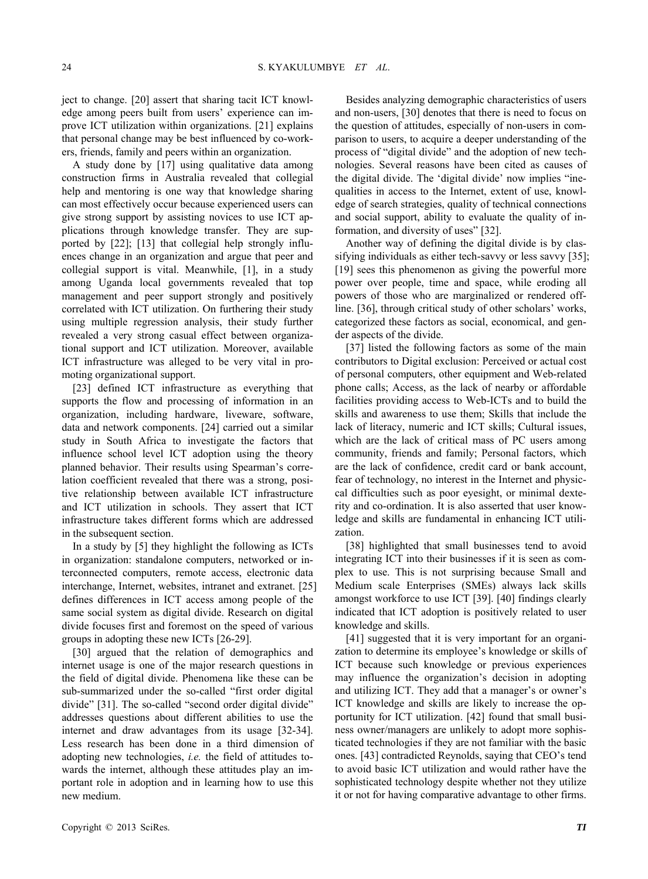ject to change. [20] assert that sharing tacit ICT knowledge among peers built from users' experience can improve ICT utilization within organizations. [21] explains that personal change may be best influenced by co-workers, friends, family and peers within an organization.

A study done by [17] using qualitative data among construction firms in Australia revealed that collegial help and mentoring is one way that knowledge sharing can most effectively occur because experienced users can give strong support by assisting novices to use ICT applications through knowledge transfer. They are supported by [22]; [13] that collegial help strongly influences change in an organization and argue that peer and collegial support is vital. Meanwhile, [1], in a study among Uganda local governments revealed that top management and peer support strongly and positively correlated with ICT utilization. On furthering their study using multiple regression analysis, their study further revealed a very strong casual effect between organizational support and ICT utilization. Moreover, available ICT infrastructure was alleged to be very vital in promoting organizational support.

[23] defined ICT infrastructure as everything that supports the flow and processing of information in an organization, including hardware, liveware, software, data and network components. [24] carried out a similar study in South Africa to investigate the factors that influence school level ICT adoption using the theory planned behavior. Their results using Spearman's correlation coefficient revealed that there was a strong, positive relationship between available ICT infrastructure and ICT utilization in schools. They assert that ICT infrastructure takes different forms which are addressed in the subsequent section.

In a study by [5] they highlight the following as ICTs in organization: standalone computers, networked or interconnected computers, remote access, electronic data interchange, Internet, websites, intranet and extranet. [25] defines differences in ICT access among people of the same social system as digital divide. Research on digital divide focuses first and foremost on the speed of various groups in adopting these new ICTs [26-29].

[30] argued that the relation of demographics and internet usage is one of the major research questions in the field of digital divide. Phenomena like these can be sub-summarized under the so-called "first order digital divide" [31]. The so-called "second order digital divide" addresses questions about different abilities to use the internet and draw advantages from its usage [32-34]. Less research has been done in a third dimension of adopting new technologies, *i.e.* the field of attitudes towards the internet, although these attitudes play an important role in adoption and in learning how to use this new medium.

Besides analyzing demographic characteristics of users and non-users, [30] denotes that there is need to focus on the question of attitudes, especially of non-users in comparison to users, to acquire a deeper understanding of the process of "digital divide" and the adoption of new technologies. Several reasons have been cited as causes of the digital divide. The 'digital divide' now implies "inequalities in access to the Internet, extent of use, knowledge of search strategies, quality of technical connections and social support, ability to evaluate the quality of information, and diversity of uses" [32].

Another way of defining the digital divide is by classifying individuals as either tech-savvy or less savvy [35]; [19] sees this phenomenon as giving the powerful more power over people, time and space, while eroding all powers of those who are marginalized or rendered offline. [36], through critical study of other scholars' works, categorized these factors as social, economical, and gender aspects of the divide.

[37] listed the following factors as some of the main contributors to Digital exclusion: Perceived or actual cost of personal computers, other equipment and Web-related phone calls; Access, as the lack of nearby or affordable facilities providing access to Web-ICTs and to build the skills and awareness to use them; Skills that include the lack of literacy, numeric and ICT skills; Cultural issues, which are the lack of critical mass of PC users among community, friends and family; Personal factors, which are the lack of confidence, credit card or bank account, fear of technology, no interest in the Internet and physical difficulties such as poor eyesight, or minimal dexterity and co-ordination. It is also asserted that user knowledge and skills are fundamental in enhancing ICT utilization.

[38] highlighted that small businesses tend to avoid integrating ICT into their businesses if it is seen as complex to use. This is not surprising because Small and Medium scale Enterprises (SMEs) always lack skills amongst workforce to use ICT [39]. [40] findings clearly indicated that ICT adoption is positively related to user knowledge and skills.

[41] suggested that it is very important for an organization to determine its employee's knowledge or skills of ICT because such knowledge or previous experiences may influence the organization's decision in adopting and utilizing ICT. They add that a manager's or owner's ICT knowledge and skills are likely to increase the opportunity for ICT utilization. [42] found that small business owner/managers are unlikely to adopt more sophisticated technologies if they are not familiar with the basic ones. [43] contradicted Reynolds, saying that CEO's tend to avoid basic ICT utilization and would rather have the sophisticated technology despite whether not they utilize it or not for having comparative advantage to other firms.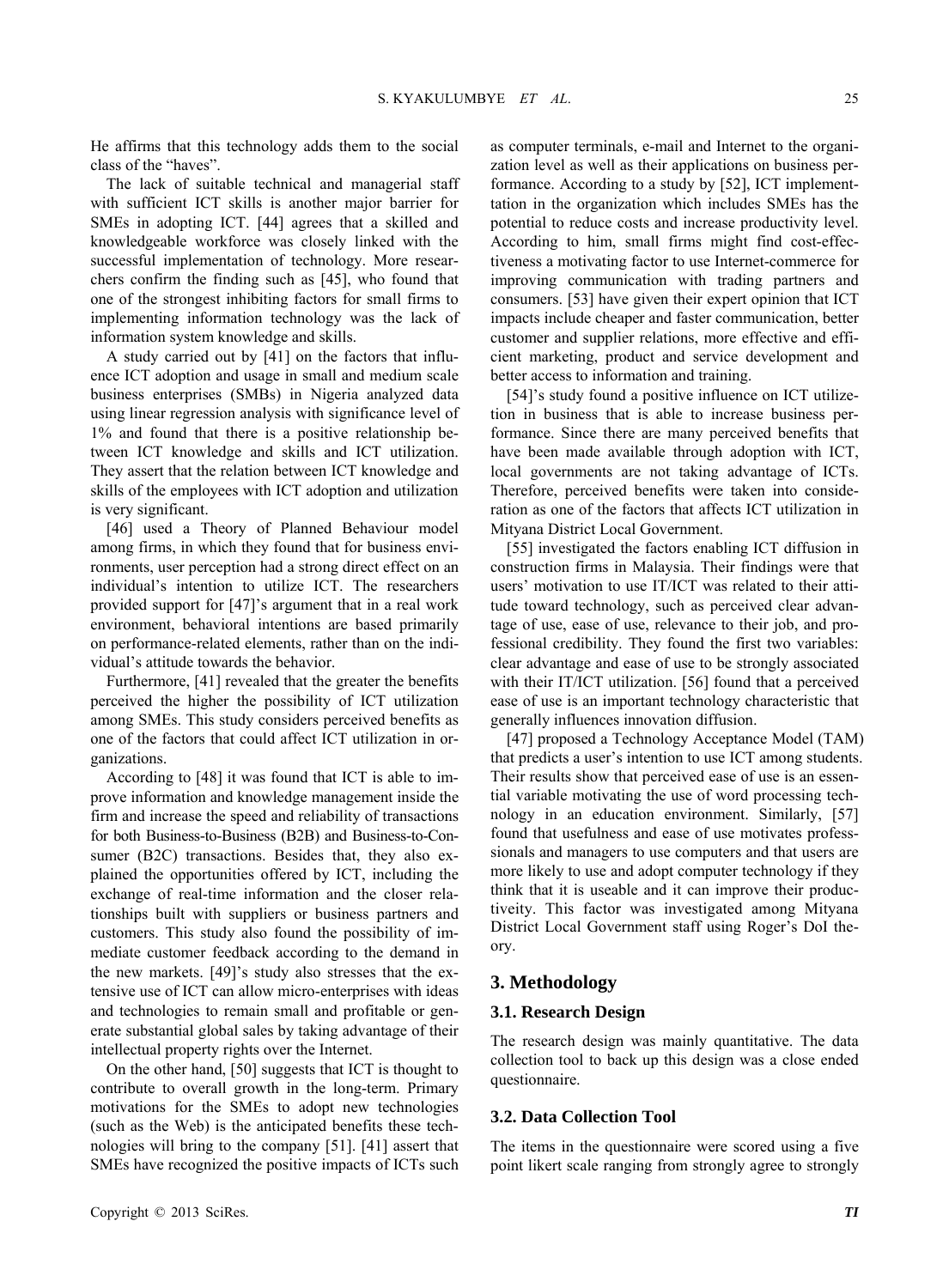He affirms that this technology adds them to the social class of the "haves".

The lack of suitable technical and managerial staff with sufficient ICT skills is another major barrier for SMEs in adopting ICT. [44] agrees that a skilled and knowledgeable workforce was closely linked with the successful implementation of technology. More researchers confirm the finding such as [45], who found that one of the strongest inhibiting factors for small firms to implementing information technology was the lack of information system knowledge and skills.

A study carried out by [41] on the factors that influence ICT adoption and usage in small and medium scale business enterprises (SMBs) in Nigeria analyzed data using linear regression analysis with significance level of 1% and found that there is a positive relationship between ICT knowledge and skills and ICT utilization. They assert that the relation between ICT knowledge and skills of the employees with ICT adoption and utilization is very significant.

[46] used a Theory of Planned Behaviour model among firms, in which they found that for business environments, user perception had a strong direct effect on an individual's intention to utilize ICT. The researchers provided support for [47]'s argument that in a real work environment, behavioral intentions are based primarily on performance-related elements, rather than on the individual's attitude towards the behavior.

Furthermore, [41] revealed that the greater the benefits perceived the higher the possibility of ICT utilization among SMEs. This study considers perceived benefits as one of the factors that could affect ICT utilization in organizations.

According to [48] it was found that ICT is able to improve information and knowledge management inside the firm and increase the speed and reliability of transactions for both Business-to-Business (B2B) and Business-to-Consumer (B2C) transactions. Besides that, they also explained the opportunities offered by ICT, including the exchange of real-time information and the closer relationships built with suppliers or business partners and customers. This study also found the possibility of immediate customer feedback according to the demand in the new markets. [49]'s study also stresses that the extensive use of ICT can allow micro-enterprises with ideas and technologies to remain small and profitable or generate substantial global sales by taking advantage of their intellectual property rights over the Internet.

On the other hand, [50] suggests that ICT is thought to contribute to overall growth in the long-term. Primary motivations for the SMEs to adopt new technologies (such as the Web) is the anticipated benefits these technologies will bring to the company [51]. [41] assert that SMEs have recognized the positive impacts of ICTs such as computer terminals, e-mail and Internet to the organization level as well as their applications on business performance. According to a study by [52], ICT implementtation in the organization which includes SMEs has the potential to reduce costs and increase productivity level. According to him, small firms might find cost-effectiveness a motivating factor to use Internet-commerce for improving communication with trading partners and consumers. [53] have given their expert opinion that ICT impacts include cheaper and faster communication, better customer and supplier relations, more effective and efficient marketing, product and service development and better access to information and training.

[54]'s study found a positive influence on ICT utilization in business that is able to increase business performance. Since there are many perceived benefits that have been made available through adoption with ICT, local governments are not taking advantage of ICTs. Therefore, perceived benefits were taken into consideration as one of the factors that affects ICT utilization in Mityana District Local Government.

[55] investigated the factors enabling ICT diffusion in construction firms in Malaysia. Their findings were that users' motivation to use IT/ICT was related to their attitude toward technology, such as perceived clear advantage of use, ease of use, relevance to their job, and professional credibility. They found the first two variables: clear advantage and ease of use to be strongly associated with their IT/ICT utilization. [56] found that a perceived ease of use is an important technology characteristic that generally influences innovation diffusion.

[47] proposed a Technology Acceptance Model (TAM) that predicts a user's intention to use ICT among students. Their results show that perceived ease of use is an essential variable motivating the use of word processing technology in an education environment. Similarly, [57] found that usefulness and ease of use motivates professsionals and managers to use computers and that users are more likely to use and adopt computer technology if they think that it is useable and it can improve their productiveity. This factor was investigated among Mityana District Local Government staff using Roger's DoI theory.

## 3. Methodology

### 3.1. Research Design

The research design was mainly quantitative. The data collection tool to back up this design was a close ended questionnaire.

### 3.2. Data Collection Tool

The items in the questionnaire were scored using a five point likert scale ranging from strongly agree to strongly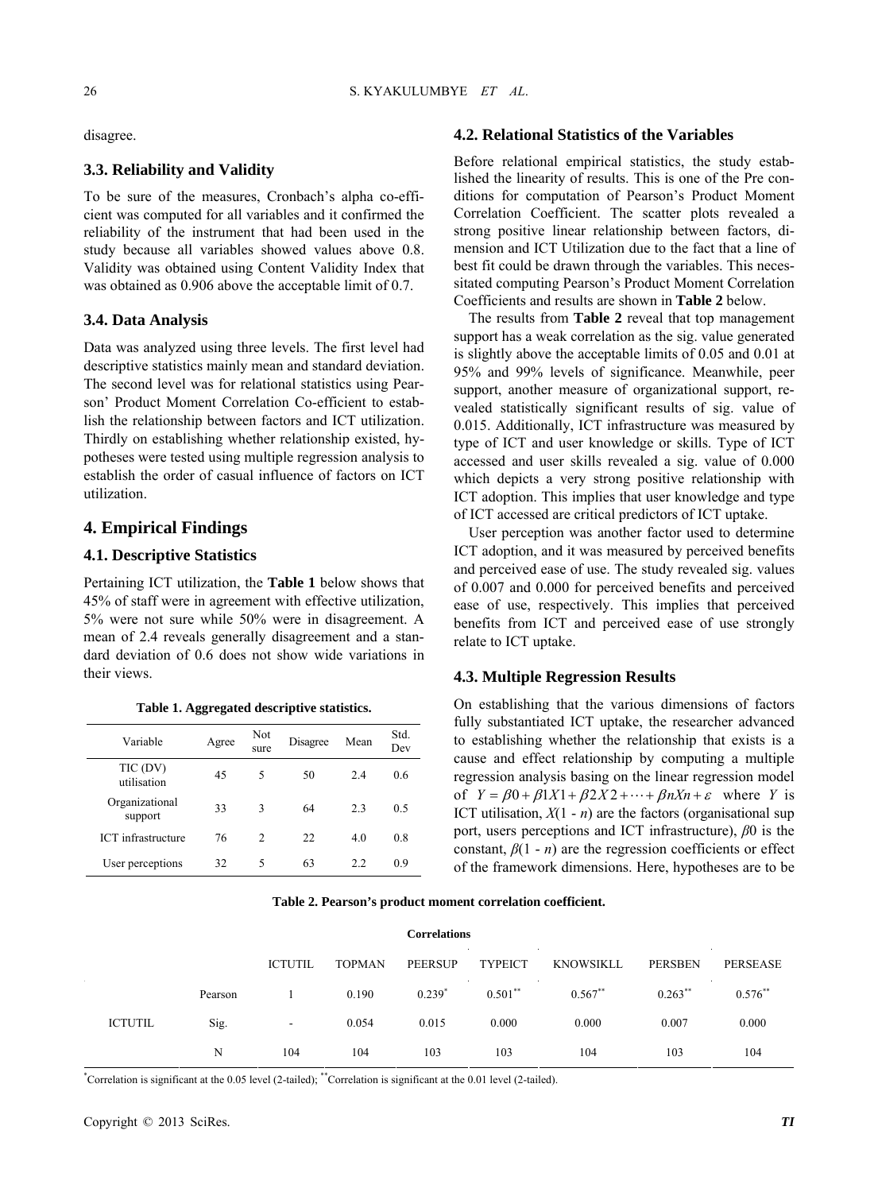disagree.

### 3.3. Reliability and Validity

To be sure of the measures, Cronbach's alpha co-efficient was computed for all variables and it confirmed the reliability of the instrument that had been used in the study because all variables showed values above 0.8. Validity was obtained using Content Validity Index that was obtained as 0.906 above the acceptable limit of 0.7.

### 3.4. Data Analysis

Data was analyzed using three levels. The first level had descriptive statistics mainly mean and standard deviation. The second level was for relational statistics using Pearson' Product Moment Correlation Co-efficient to establish the relationship between factors and ICT utilization. Thirdly on establishing whether relationship existed, hypotheses were tested using multiple regression analysis to establish the order of casual influence of factors on ICT utilization.

## 4. Empirical Findings

### 4.1. Descriptive Statistics

Pertaining ICT utilization, the **Table 1** below shows that 45% of staff were in agreement with effective utilization, 5% were not sure while 50% were in disagreement. A mean of 2.4 reveals generally disagreement and a standard deviation of 0.6 does not show wide variations in their views.

**Table 1. Aggregated descriptive statistics.**

| Variable | Agree | Not sure | Disagree | Mean | Std. Dev |
|---|---|---|---|---|---|
| TIC (DV) utilisation | 45 | 5 | 50 | 2.4 | 0.6 |
| Organizational support | 33 | 3 | 64 | 2.3 | 0.5 |
| ICT infrastructure | 76 | 2 | 22 | 4.0 | 0.8 |
| User perceptions | 32 | 5 | 63 | 2.2 | 0.9 |

### 4.2. Relational Statistics of the Variables

Before relational empirical statistics, the study established the linearity of results. This is one of the Pre conditions for computation of Pearson's Product Moment Correlation Coefficient. The scatter plots revealed a strong positive linear relationship between factors, dimension and ICT Utilization due to the fact that a line of best fit could be drawn through the variables. This necessitated computing Pearson's Product Moment Correlation Coefficients and results are shown in **Table 2** below.

The results from **Table 2** reveal that top management support has a weak correlation as the sig. value generated is slightly above the acceptable limits of 0.05 and 0.01 at 95% and 99% levels of significance. Meanwhile, peer support, another measure of organizational support, revealed statistically significant results of sig. value of 0.015. Additionally, ICT infrastructure was measured by type of ICT and user knowledge or skills. Type of ICT accessed and user skills revealed a sig. value of 0.000 which depicts a very strong positive relationship with ICT adoption. This implies that user knowledge and type of ICT accessed are critical predictors of ICT uptake.

User perception was another factor used to determine ICT adoption, and it was measured by perceived benefits and perceived ease of use. The study revealed sig. values of 0.007 and 0.000 for perceived benefits and perceived ease of use, respectively. This implies that perceived benefits from ICT and perceived ease of use strongly relate to ICT uptake.

### 4.3. Multiple Regression Results

On establishing that the various dimensions of factors fully substantiated ICT uptake, the researcher advanced to establishing whether the relationship that exists is a cause and effect relationship by computing a multiple regression analysis basing on the linear regression model of $Y = \beta 0 + \beta 1X1 + \beta 2X2 + \cdots + \beta nXn + \varepsilon$ where $Y$ is ICT utilisation, $X(1 - n)$ are the factors (organisational support, users perceptions and ICT infrastructure), $\beta 0$ is the constant, $\beta(1 - n)$ are the regression coefficients or effect of the framework dimensions. Here, hypotheses are to be

**Table 2. Pearson's product moment correlation coefficient.**

| Correlations | | | | | | | | |
|---|---|---|---|---|---|---|---|---|
| | | ICTUTIL | TOPMAN | PEERSUP | TYPEICT | KNOWSIKLL | PERSBEN | PERSEASE |
| ICTUTIL | Pearson | 1 | 0.190 | 0.239* | 0.501** | 0.567** | 0.263** | 0.576** |
| | Sig. | - | 0.054 | 0.015 | 0.000 | 0.000 | 0.007 | 0.000 |
| | N | 104 | 104 | 103 | 103 | 104 | 103 | 104 |

*Correlation is significant at the 0.05 level (2-tailed); **Correlation is significant at the 0.01 level (2-tailed).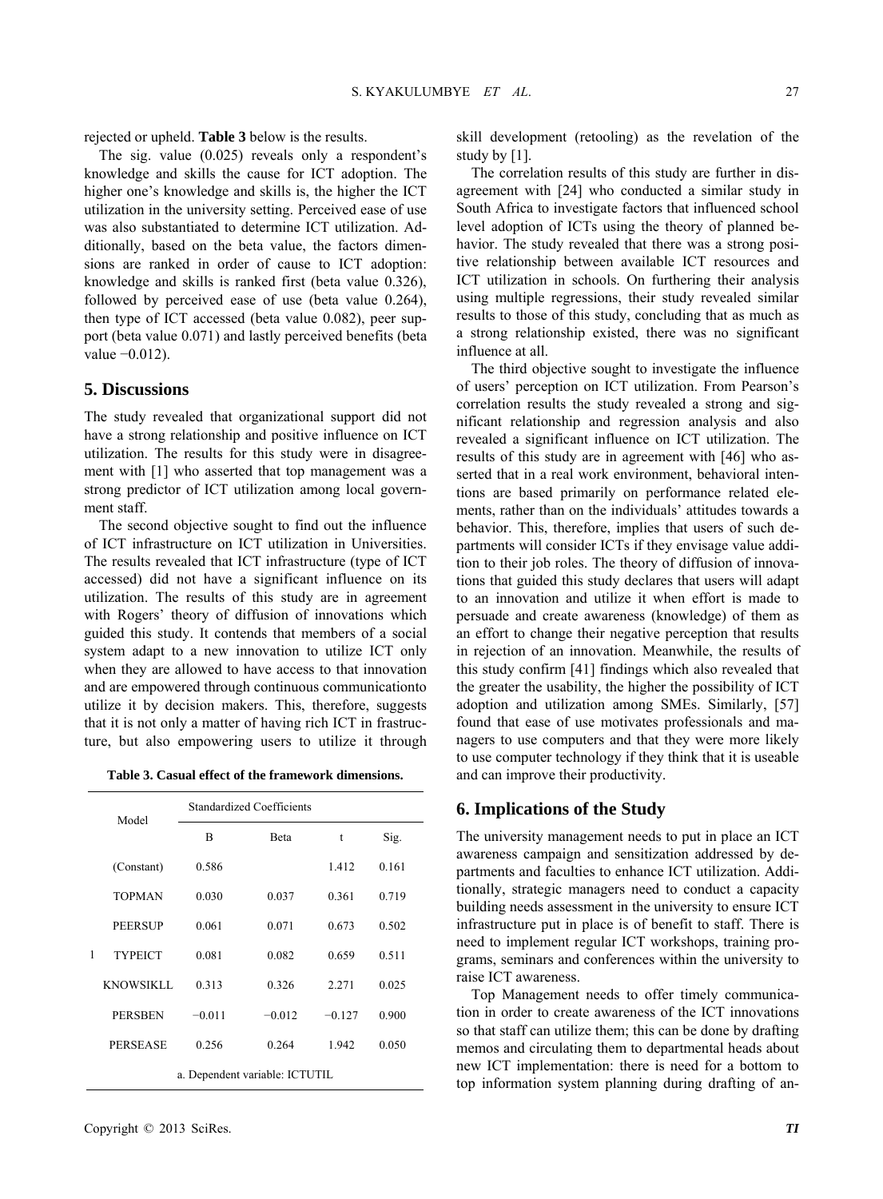rejected or upheld. **Table 3** below is the results.

The sig. value (0.025) reveals only a respondent's knowledge and skills the cause for ICT adoption. The higher one's knowledge and skills is, the higher the ICT utilization in the university setting. Perceived ease of use was also substantiated to determine ICT utilization. Additionally, based on the beta value, the factors dimensions are ranked in order of cause to ICT adoption: knowledge and skills is ranked first (beta value 0.326), followed by perceived ease of use (beta value 0.264), then type of ICT accessed (beta value 0.082), peer support (beta value 0.071) and lastly perceived benefits (beta value −0.012).

## 5. Discussions

The study revealed that organizational support did not have a strong relationship and positive influence on ICT utilization. The results for this study were in disagreement with [1] who asserted that top management was a strong predictor of ICT utilization among local government staff.

The second objective sought to find out the influence of ICT infrastructure on ICT utilization in Universities. The results revealed that ICT infrastructure (type of ICT accessed) did not have a significant influence on its utilization. The results of this study are in agreement with Rogers' theory of diffusion of innovations which guided this study. It contends that members of a social system adapt to a new innovation to utilize ICT only when they are allowed to have access to that innovation and are empowered through continuous communicationto utilize it by decision makers. This, therefore, suggests that it is not only a matter of having rich ICT in frastructure, but also empowering users to utilize it through skill development (retooling) as the revelation of the study by [1].

**Table 3. Casual effect of the framework dimensions.**

| | Model | Standardized Coefficients | | | |
|---|---|---|---|---|---|
| | | B | Beta | t | Sig. |
| 1 | (Constant) | 0.586 | | 1.412 | 0.161 |
| | TOPMAN | 0.030 | 0.037 | 0.361 | 0.719 |
| | PEERSUP | 0.061 | 0.071 | 0.673 | 0.502 |
| | TYPEICT | 0.081 | 0.082 | 0.659 | 0.511 |
| | KNOWSIKLL | 0.313 | 0.326 | 2.271 | 0.025 |
| | PERSBEN | −0.011 | −0.012 | −0.127 | 0.900 |
| | PERSEASE | 0.256 | 0.264 | 1.942 | 0.050 |

a. Dependent variable: ICTUTIL

The correlation results of this study are further in disagreement with [24] who conducted a similar study in South Africa to investigate factors that influenced school level adoption of ICTs using the theory of planned behavior. The study revealed that there was a strong positive relationship between available ICT resources and ICT utilization in schools. On furthering their analysis using multiple regressions, their study revealed similar results to those of this study, concluding that as much as a strong relationship existed, there was no significant influence at all.

The third objective sought to investigate the influence of users' perception on ICT utilization. From Pearson's correlation results the study revealed a strong and significant relationship and regression analysis and also revealed a significant influence on ICT utilization. The results of this study are in agreement with [46] who asserted that in a real work environment, behavioral intentions are based primarily on performance related elements, rather than on the individuals' attitudes towards a behavior. This, therefore, implies that users of such departments will consider ICTs if they envisage value addition to their job roles. The theory of diffusion of innovations that guided this study declares that users will adapt to an innovation and utilize it when effort is made to persuade and create awareness (knowledge) of them as an effort to change their negative perception that results in rejection of an innovation. Meanwhile, the results of this study confirm [41] findings which also revealed that the greater the usability, the higher the possibility of ICT adoption and utilization among SMEs. Similarly, [57] found that ease of use motivates professionals and managers to use computers and that they were more likely to use computer technology if they think that it is useable and can improve their productivity.

## 6. Implications of the Study

The university management needs to put in place an ICT awareness campaign and sensitization addressed by departments and faculties to enhance ICT utilization. Additionally, strategic managers need to conduct a capacity building needs assessment in the university to ensure ICT infrastructure put in place is of benefit to staff. There is need to implement regular ICT workshops, training programs, seminars and conferences within the university to raise ICT awareness.

Top Management needs to offer timely communication in order to create awareness of the ICT innovations so that staff can utilize them; this can be done by drafting memos and circulating them to departmental heads about new ICT implementation: there is need for a bottom to top information system planning during drafting of an-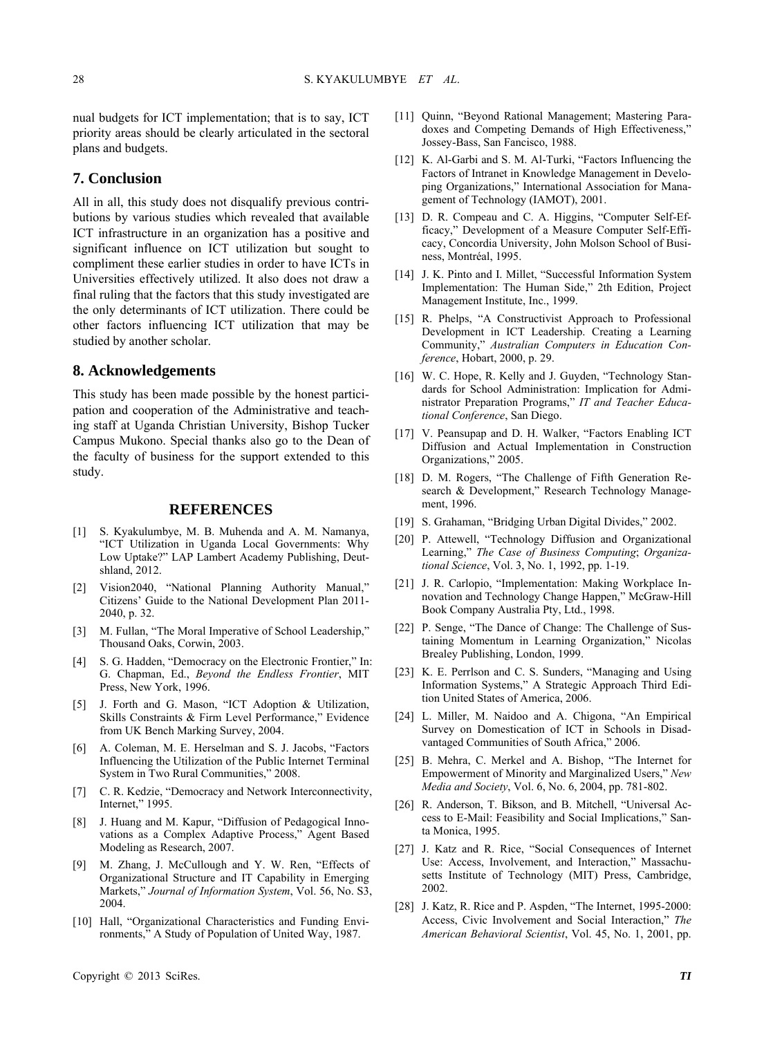nual budgets for ICT implementation; that is to say, ICT priority areas should be clearly articulated in the sectoral plans and budgets.

## 7. Conclusion

All in all, this study does not disqualify previous contributions by various studies which revealed that available ICT infrastructure in an organization has a positive and significant influence on ICT utilization but sought to compliment these earlier studies in order to have ICTs in Universities effectively utilized. It also does not draw a final ruling that the factors that this study investigated are the only determinants of ICT utilization. There could be other factors influencing ICT utilization that may be studied by another scholar.

## 8. Acknowledgements

This study has been made possible by the honest participation and cooperation of the Administrative and teaching staff at Uganda Christian University, Bishop Tucker Campus Mukono. Special thanks also go to the Dean of the faculty of business for the support extended to this study.

## REFERENCES

[1] S. Kyakulumbye, M. B. Muhenda and A. M. Namanya, "ICT Utilization in Uganda Local Governments: Why Low Uptake?" LAP Lambert Academy Publishing, Deutshland, 2012.

[2] Vision2040, "National Planning Authority Manual," Citizens' Guide to the National Development Plan 2011-2040, p. 32.

[3] M. Fullan, "The Moral Imperative of School Leadership," Thousand Oaks, Corwin, 2003.

[4] S. G. Hadden, "Democracy on the Electronic Frontier," In: G. Chapman, Ed., *Beyond the Endless Frontier*, MIT Press, New York, 1996.

[5] J. Forth and G. Mason, "ICT Adoption & Utilization, Skills Constraints & Firm Level Performance," Evidence from UK Bench Marking Survey, 2004.

[6] A. Coleman, M. E. Herselman and S. J. Jacobs, "Factors Influencing the Utilization of the Public Internet Terminal System in Two Rural Communities," 2008.

[7] C. R. Kedzie, "Democracy and Network Interconnectivity, Internet," 1995.

[8] J. Huang and M. Kapur, "Diffusion of Pedagogical Innovations as a Complex Adaptive Process," Agent Based Modeling as Research, 2007.

[9] M. Zhang, J. McCullough and Y. W. Ren, "Effects of Organizational Structure and IT Capability in Emerging Markets," *Journal of Information System*, Vol. 56, No. S3, 2004.

[10] Hall, "Organizational Characteristics and Funding Environments," A Study of Population of United Way, 1987.

[11] Quinn, "Beyond Rational Management; Mastering Paradoxes and Competing Demands of High Effectiveness," Jossey-Bass, San Fancisco, 1988.

[12] K. Al-Garbi and S. M. Al-Turki, "Factors Influencing the Factors of Intranet in Knowledge Management in Developing Organizations," International Association for Management of Technology (IAMOT), 2001.

[13] D. R. Compeau and C. A. Higgins, "Computer Self-Efficacy," Development of a Measure Computer Self-Efficacy, Concordia University, John Molson School of Business, Montréal, 1995.

[14] J. K. Pinto and I. Millet, "Successful Information System Implementation: The Human Side," 2th Edition, Project Management Institute, Inc., 1999.

[15] R. Phelps, "A Constructivist Approach to Professional Development in ICT Leadership. Creating a Learning Community," *Australian Computers in Education Conference*, Hobart, 2000, p. 29.

[16] W. C. Hope, R. Kelly and J. Guyden, "Technology Standards for School Administration: Implication for Administrator Preparation Programs," *IT and Teacher Educational Conference*, San Diego.

[17] V. Peansupap and D. H. Walker, "Factors Enabling ICT Diffusion and Actual Implementation in Construction Organizations," 2005.

[18] D. M. Rogers, "The Challenge of Fifth Generation Research & Development," Research Technology Management, 1996.

[19] S. Grahaman, "Bridging Urban Digital Divides," 2002.

[20] P. Attewell, "Technology Diffusion and Organizational Learning," *The Case of Business Computing*; *Organizational Science*, Vol. 3, No. 1, 1992, pp. 1-19.

[21] J. R. Carlopio, "Implementation: Making Workplace Innovation and Technology Change Happen," McGraw-Hill Book Company Australia Pty, Ltd., 1998.

[22] P. Senge, "The Dance of Change: The Challenge of Sustaining Momentum in Learning Organization," Nicolas Brealey Publishing, London, 1999.

[23] K. E. Perrlson and C. S. Sunders, "Managing and Using Information Systems," A Strategic Approach Third Edition United States of America, 2006.

[24] L. Miller, M. Naidoo and A. Chigona, "An Empirical Survey on Domestication of ICT in Schools in Disadvantaged Communities of South Africa," 2006.

[25] B. Mehra, C. Merkel and A. Bishop, "The Internet for Empowerment of Minority and Marginalized Users," *New Media and Society*, Vol. 6, No. 6, 2004, pp. 781-802.

[26] R. Anderson, T. Bikson, and B. Mitchell, "Universal Access to E-Mail: Feasibility and Social Implications," Santa Monica, 1995.

[27] J. Katz and R. Rice, "Social Consequences of Internet Use: Access, Involvement, and Interaction," Massachusetts Institute of Technology (MIT) Press, Cambridge, 2002.

[28] J. Katz, R. Rice and P. Aspden, "The Internet, 1995-2000: Access, Civic Involvement and Social Interaction," *The American Behavioral Scientist*, Vol. 45, No. 1, 2001, pp.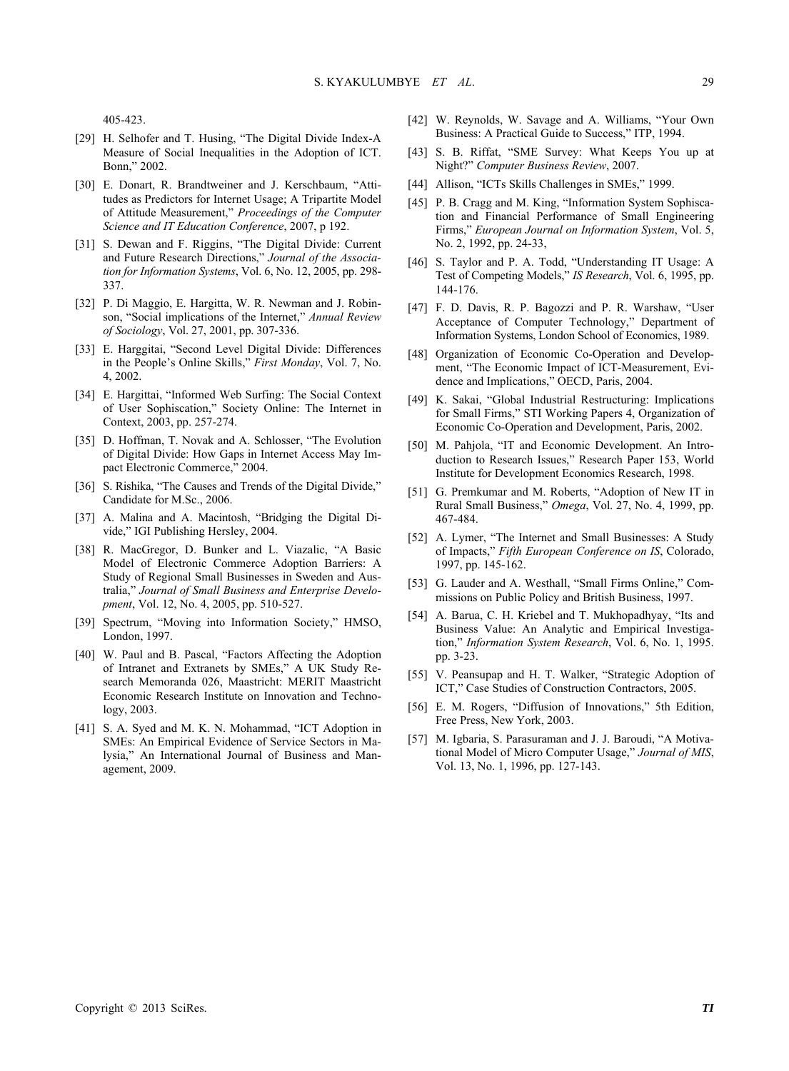405-423.

[29] H. Selhofer and T. Husing, "The Digital Divide Index-A Measure of Social Inequalities in the Adoption of ICT. Bonn," 2002.

[30] E. Donart, R. Brandtweiner and J. Kerschbaum, "Attitudes as Predictors for Internet Usage; A Tripartite Model of Attitude Measurement," *Proceedings of the Computer Science and IT Education Conference*, 2007, p 192.

[31] S. Dewan and F. Riggins, "The Digital Divide: Current and Future Research Directions," *Journal of the Association for Information Systems*, Vol. 6, No. 12, 2005, pp. 298-337.

[32] P. Di Maggio, E. Hargitta, W. R. Newman and J. Robinson, "Social implications of the Internet," *Annual Review of Sociology*, Vol. 27, 2001, pp. 307-336.

[33] E. Harggitai, "Second Level Digital Divide: Differences in the People's Online Skills," *First Monday*, Vol. 7, No. 4, 2002.

[34] E. Hargittai, "Informed Web Surfing: The Social Context of User Sophiscation," Society Online: The Internet in Context, 2003, pp. 257-274.

[35] D. Hoffman, T. Novak and A. Schlosser, "The Evolution of Digital Divide: How Gaps in Internet Access May Impact Electronic Commerce," 2004.

[36] S. Rishika, "The Causes and Trends of the Digital Divide," Candidate for M.Sc., 2006.

[37] A. Malina and A. Macintosh, "Bridging the Digital Divide," IGI Publishing Hersley, 2004.

[38] R. MacGregor, D. Bunker and L. Viazalic, "A Basic Model of Electronic Commerce Adoption Barriers: A Study of Regional Small Businesses in Sweden and Australia," *Journal of Small Business and Enterprise Development*, Vol. 12, No. 4, 2005, pp. 510-527.

[39] Spectrum, "Moving into Information Society," HMSO, London, 1997.

[40] W. Paul and B. Pascal, "Factors Affecting the Adoption of Intranet and Extranets by SMEs," A UK Study Research Memoranda 026, Maastricht: MERIT Maastricht Economic Research Institute on Innovation and Technology, 2003.

[41] S. A. Syed and M. K. N. Mohammad, "ICT Adoption in SMEs: An Empirical Evidence of Service Sectors in Malysia," An International Journal of Business and Management, 2009.

[42] W. Reynolds, W. Savage and A. Williams, "Your Own Business: A Practical Guide to Success," ITP, 1994.

[43] S. B. Riffat, "SME Survey: What Keeps You up at Night?" *Computer Business Review*, 2007.

[44] Allison, "ICTs Skills Challenges in SMEs," 1999.

[45] P. B. Cragg and M. King, "Information System Sophiscation and Financial Performance of Small Engineering Firms," *European Journal on Information System*, Vol. 5, No. 2, 1992, pp. 24-33,

[46] S. Taylor and P. A. Todd, "Understanding IT Usage: A Test of Competing Models," *IS Research*, Vol. 6, 1995, pp. 144-176.

[47] F. D. Davis, R. P. Bagozzi and P. R. Warshaw, "User Acceptance of Computer Technology," Department of Information Systems, London School of Economics, 1989.

[48] Organization of Economic Co-Operation and Development, "The Economic Impact of ICT-Measurement, Evidence and Implications," OECD, Paris, 2004.

[49] K. Sakai, "Global Industrial Restructuring: Implications for Small Firms," STI Working Papers 4, Organization of Economic Co-Operation and Development, Paris, 2002.

[50] M. Pahjola, "IT and Economic Development. An Introduction to Research Issues," Research Paper 153, World Institute for Development Economics Research, 1998.

[51] G. Premkumar and M. Roberts, "Adoption of New IT in Rural Small Business," *Omega*, Vol. 27, No. 4, 1999, pp. 467-484.

[52] A. Lymer, "The Internet and Small Businesses: A Study of Impacts," *Fifth European Conference on IS*, Colorado, 1997, pp. 145-162.

[53] G. Lauder and A. Westhall, "Small Firms Online," Commissions on Public Policy and British Business, 1997.

[54] A. Barua, C. H. Kriebel and T. Mukhopadhyay, "Its and Business Value: An Analytic and Empirical Investigation," *Information System Research*, Vol. 6, No. 1, 1995. pp. 3-23.

[55] V. Peansupap and H. T. Walker, "Strategic Adoption of ICT," Case Studies of Construction Contractors, 2005.

[56] E. M. Rogers, "Diffusion of Innovations," 5th Edition, Free Press, New York, 2003.

[57] M. Igbaria, S. Parasuraman and J. J. Baroudi, "A Motivational Model of Micro Computer Usage," *Journal of MIS*, Vol. 13, No. 1, 1996, pp. 127-143.